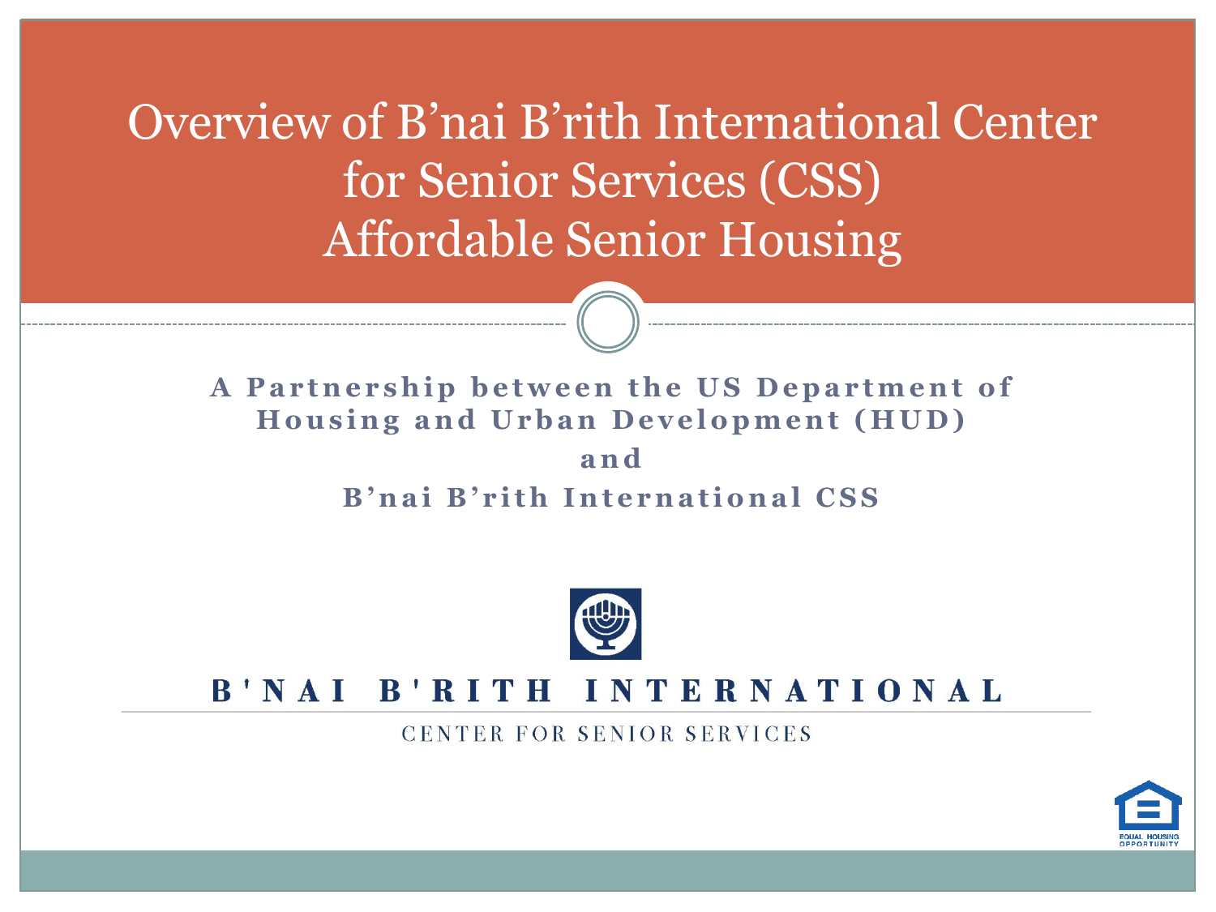# Overview of B’nai B’rith International Center for Senior Services (CSS) Affordable Senior Housing

**A Partnership between the US Department of Housing and Urban Development (HUD)**

**and**

**B’nai B’rith International CSS**

B'NAI B'RITH INTERNATIONAL

CENTER FOR SENIOR SERVICES

EQUAL HOUSING OPPORTUNITY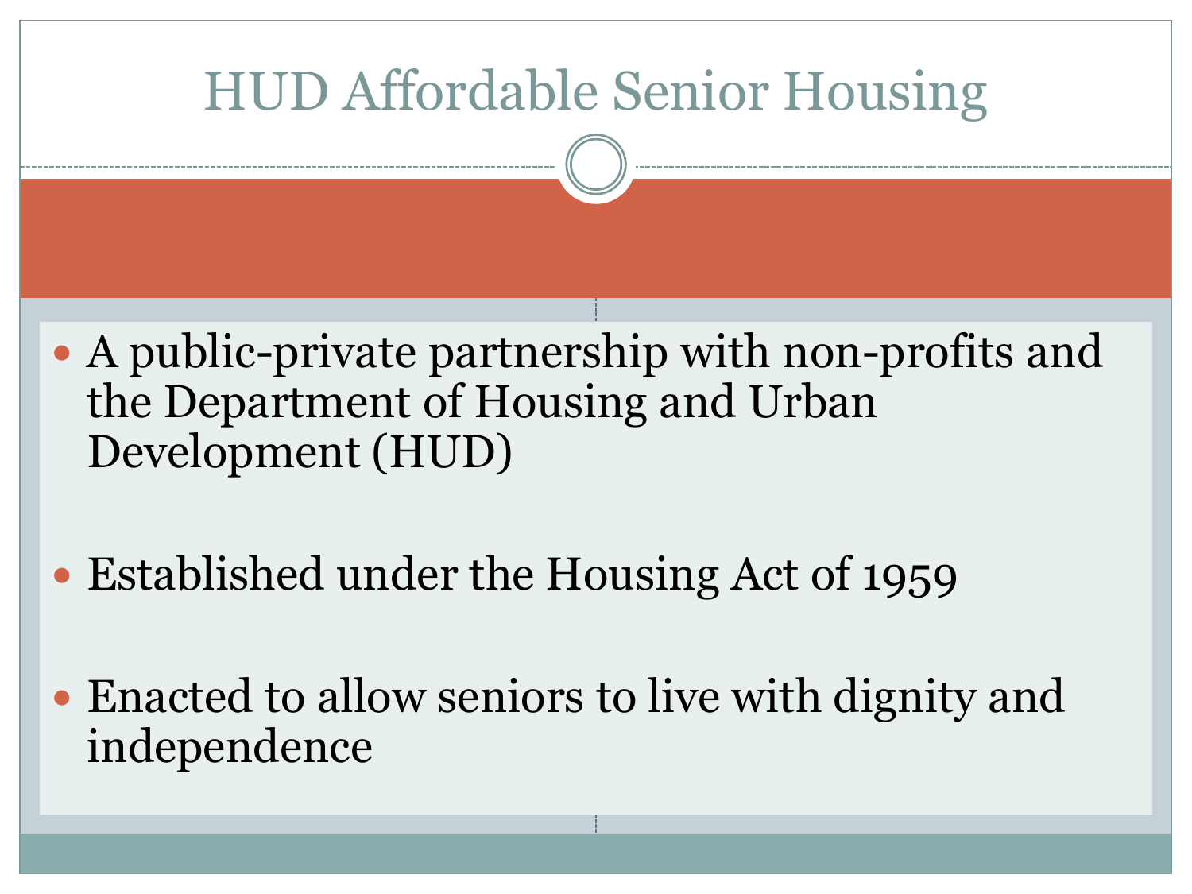# HUD Affordable Senior Housing

- A public-private partnership with non-profits and the Department of Housing and Urban Development (HUD)
- Established under the Housing Act of 1959
- Enacted to allow seniors to live with dignity and independence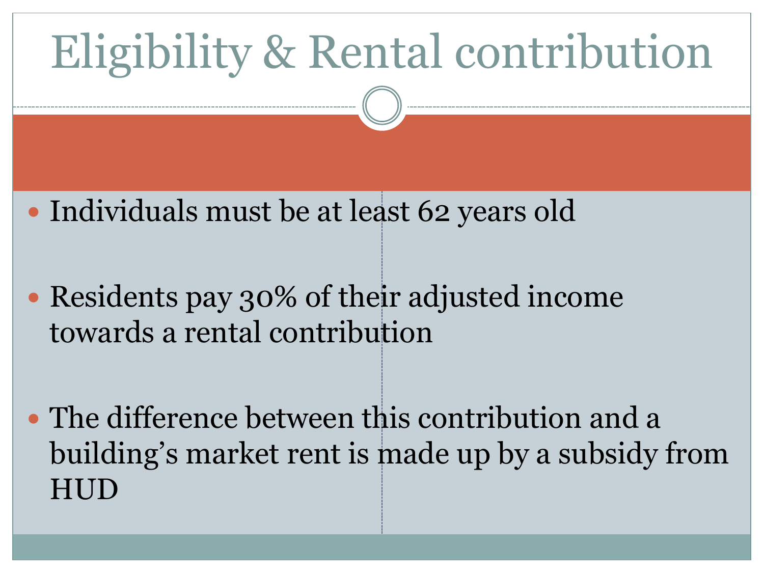# Eligibility & Rental contribution

- Individuals must be at least 62 years old
- Residents pay 30% of their adjusted income towards a rental contribution
- The difference between this contribution and a building's market rent is made up by a subsidy from HUD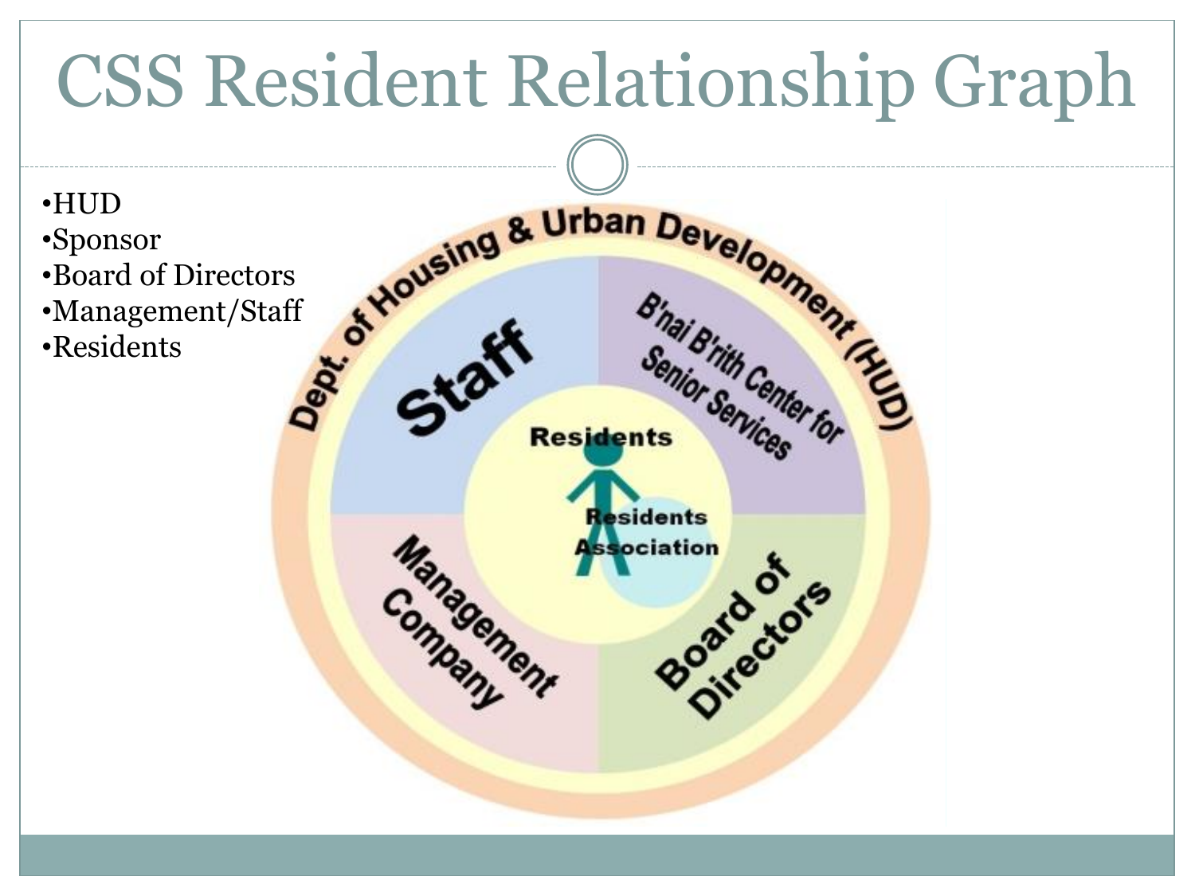# CSS Resident Relationship Graph

- HUD
- Sponsor
- Board of Directors
- Management/Staff
- Residents

Dept. of Housing & Urban Development (HUD)

Staff

B'nai B'rith Center for Senior Services

Management Company

Board of Directors

Residents

Residents Association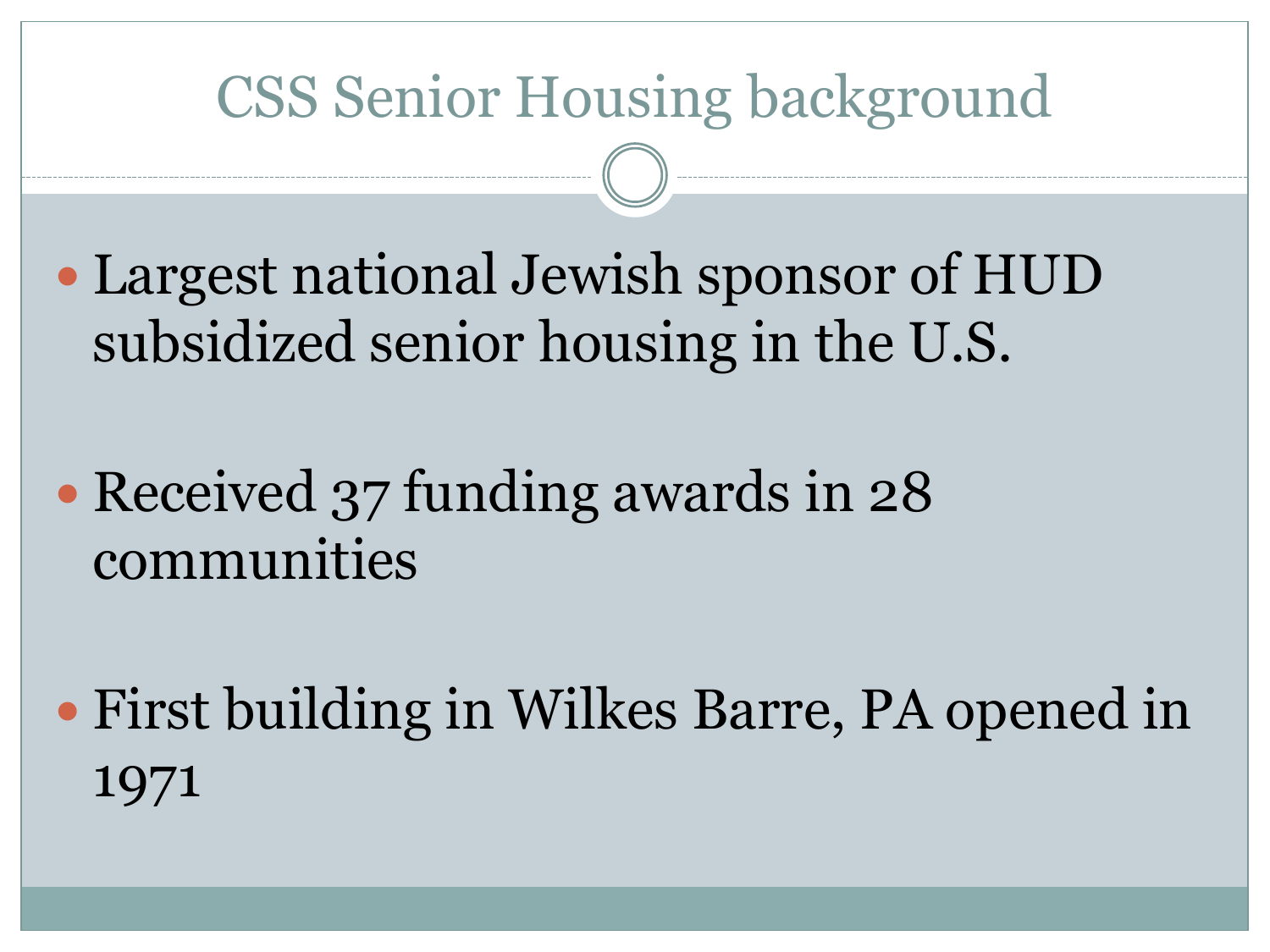# CSS Senior Housing background

- Largest national Jewish sponsor of HUD subsidized senior housing in the U.S.

- Received 37 funding awards in 28 communities

- First building in Wilkes Barre, PA opened in 1971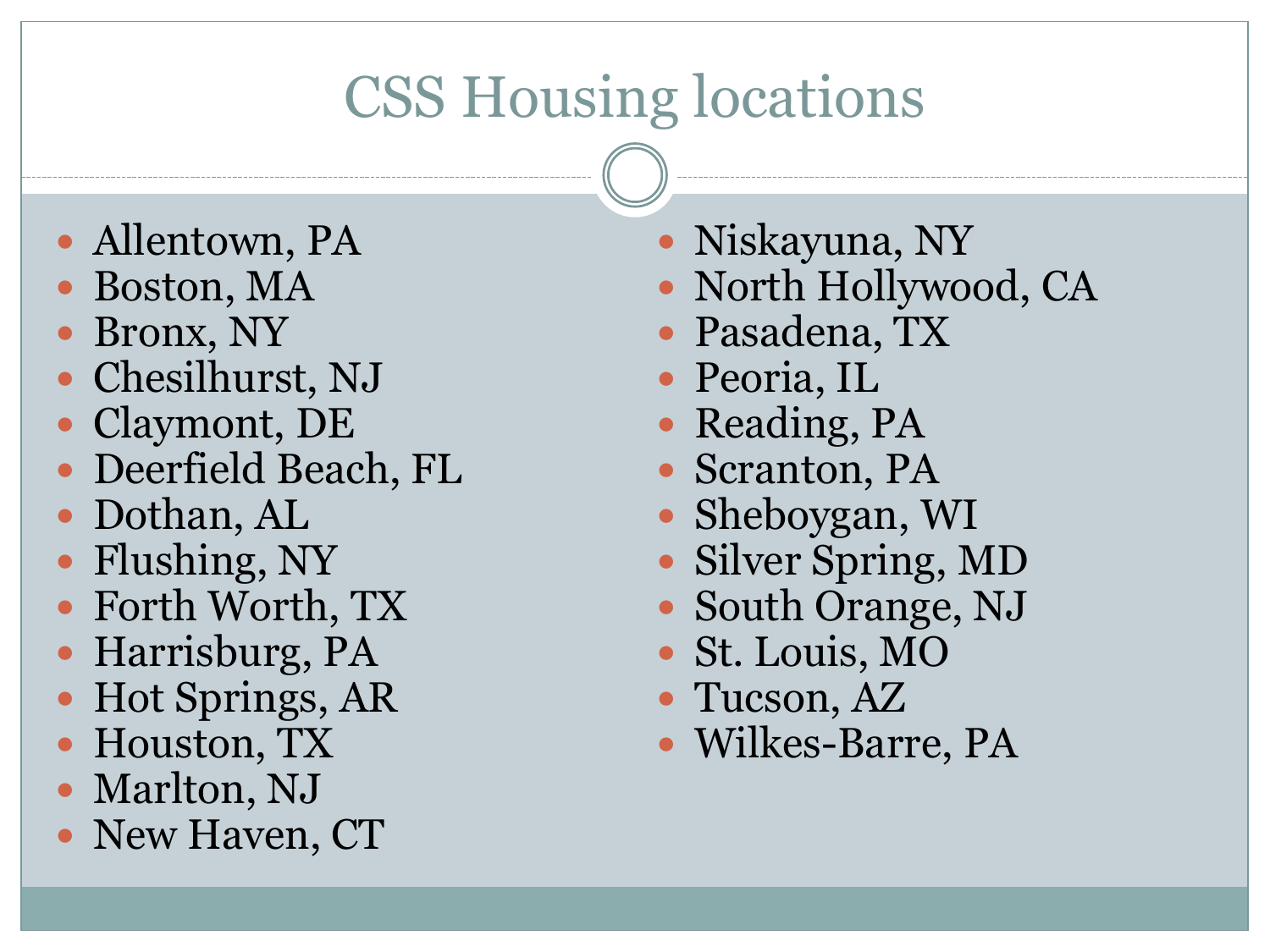# CSS Housing locations

- Allentown, PA
- Boston, MA
- Bronx, NY
- Chesilhurst, NJ
- Claymont, DE
- Deerfield Beach, FL
- Dothan, AL
- Flushing, NY
- Forth Worth, TX
- Harrisburg, PA
- Hot Springs, AR
- Houston, TX
- Marlton, NJ
- New Haven, CT
- Niskayuna, NY
- North Hollywood, CA
- Pasadena, TX
- Peoria, IL
- Reading, PA
- Scranton, PA
- Sheboygan, WI
- Silver Spring, MD
- South Orange, NJ
- St. Louis, MO
- Tucson, AZ
- Wilkes-Barre, PA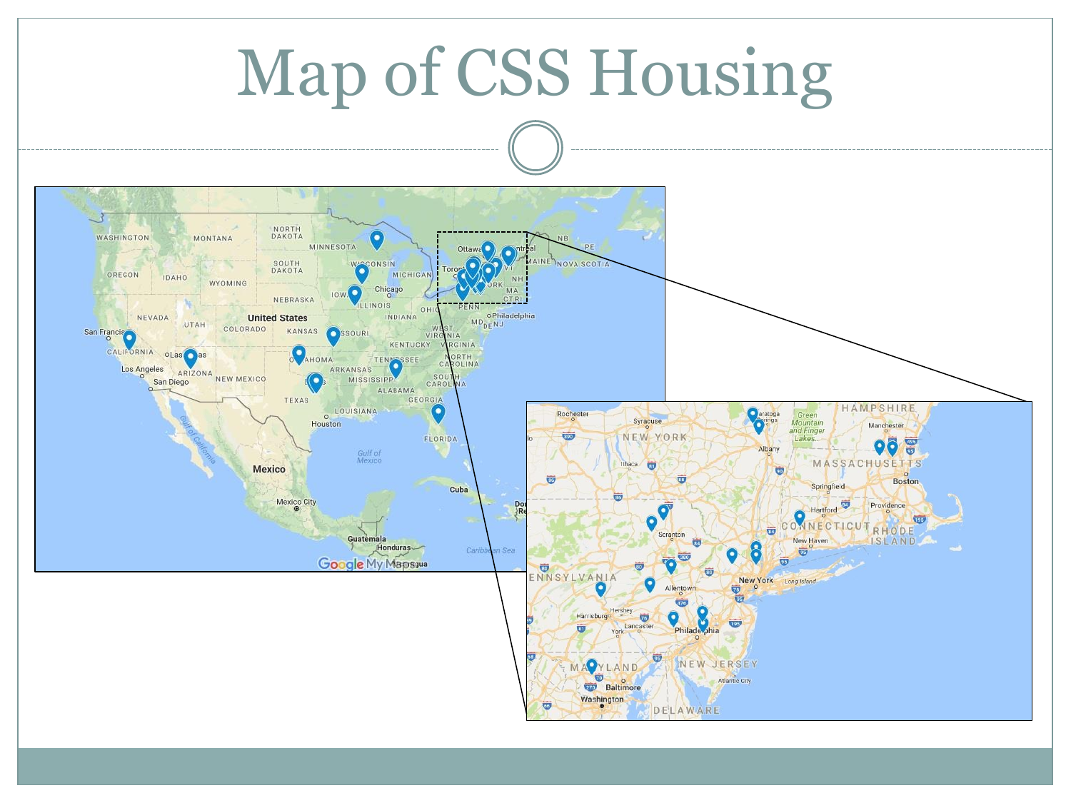# Map of CSS Housing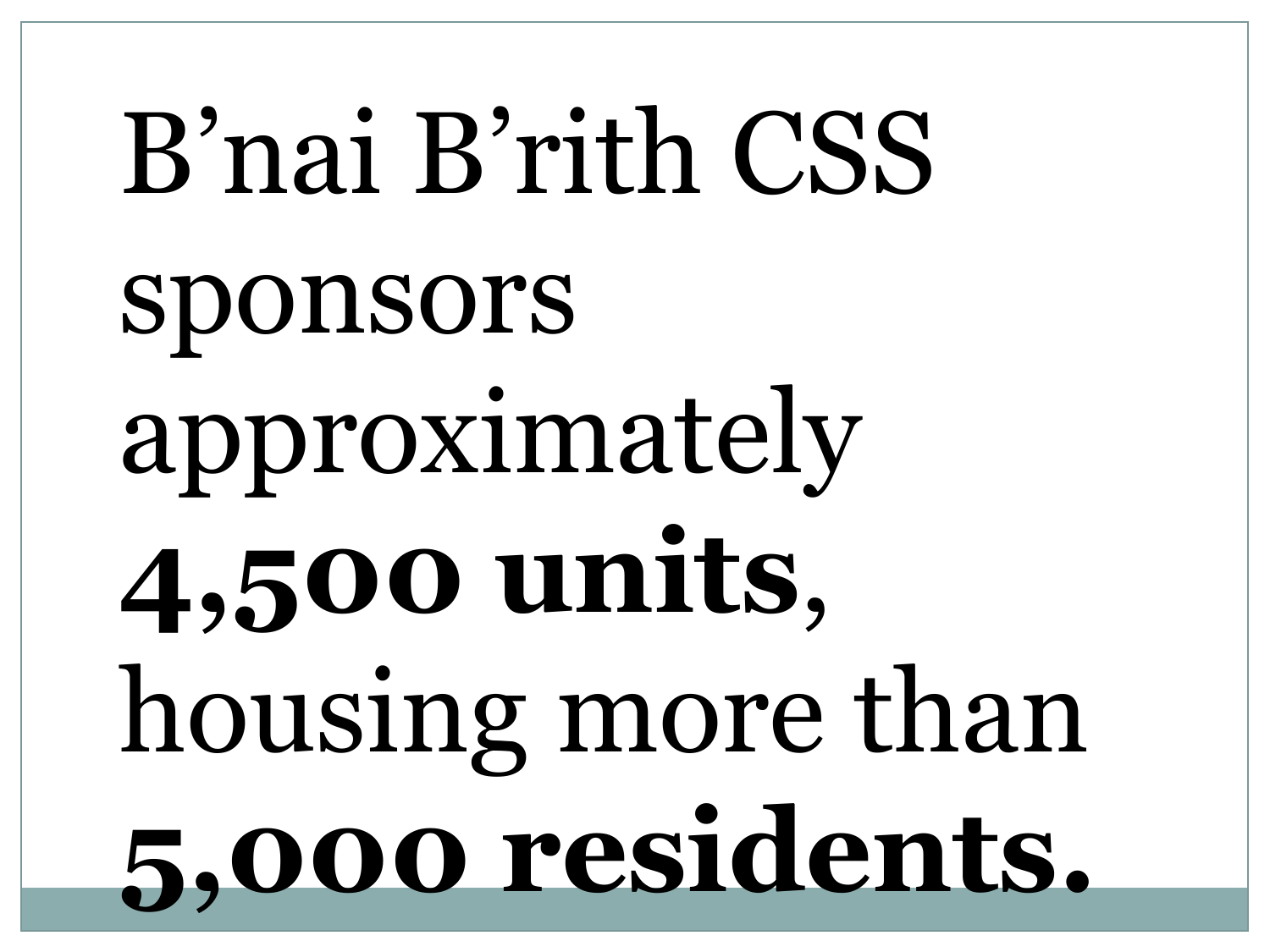B’nai B’rith CSS sponsors approximately **4,500 units**, housing more than **5,000 residents.**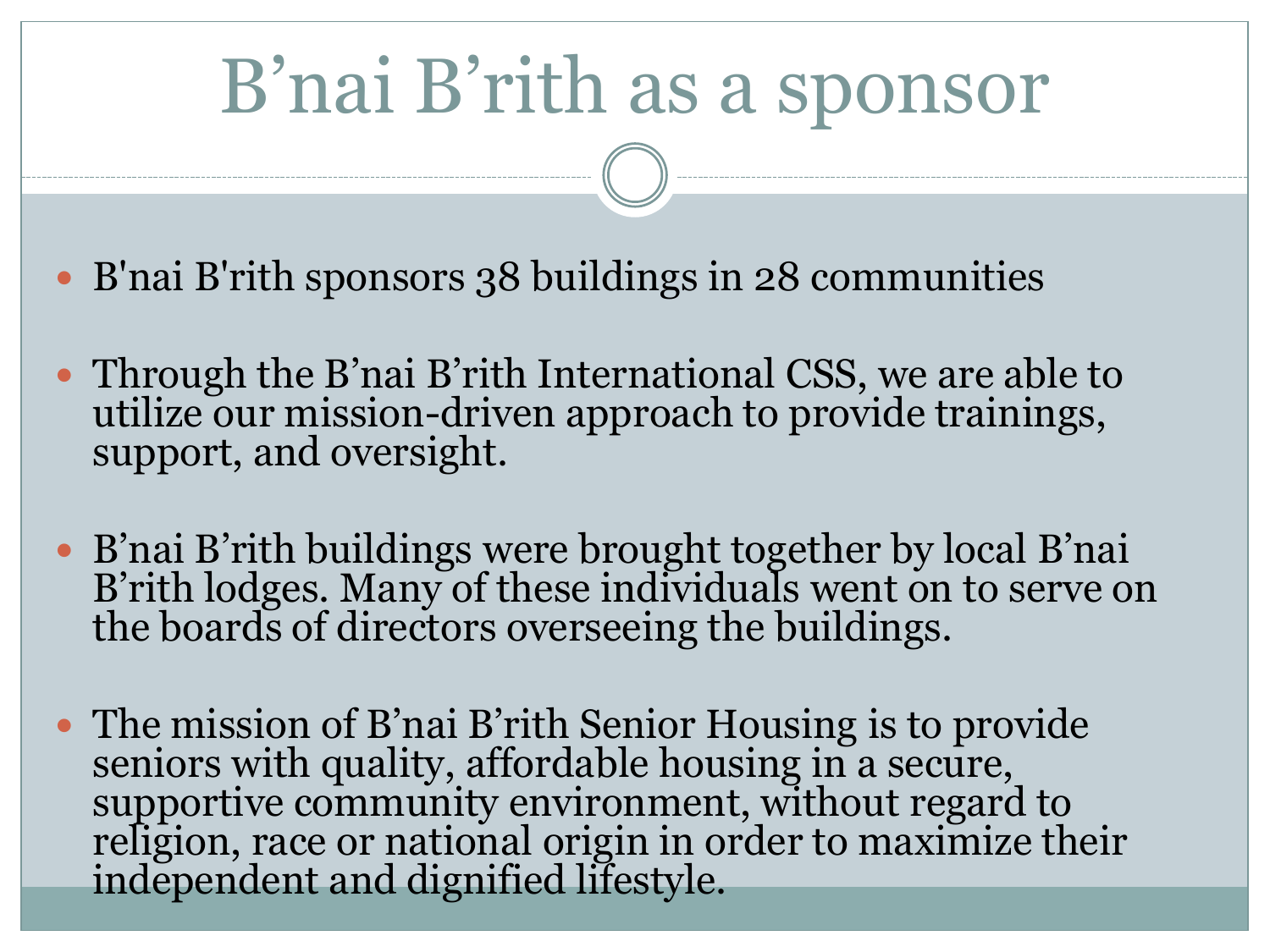# B’nai B’rith as a sponsor

- B'nai B'rith sponsors 38 buildings in 28 communities
- Through the B’nai B’rith International CSS, we are able to utilize our mission-driven approach to provide trainings, support, and oversight.
- B’nai B’rith buildings were brought together by local B’nai B’rith lodges. Many of these individuals went on to serve on the boards of directors overseeing the buildings.
- The mission of B’nai B’rith Senior Housing is to provide seniors with quality, affordable housing in a secure, supportive community environment, without regard to religion, race or national origin in order to maximize their independent and dignified lifestyle.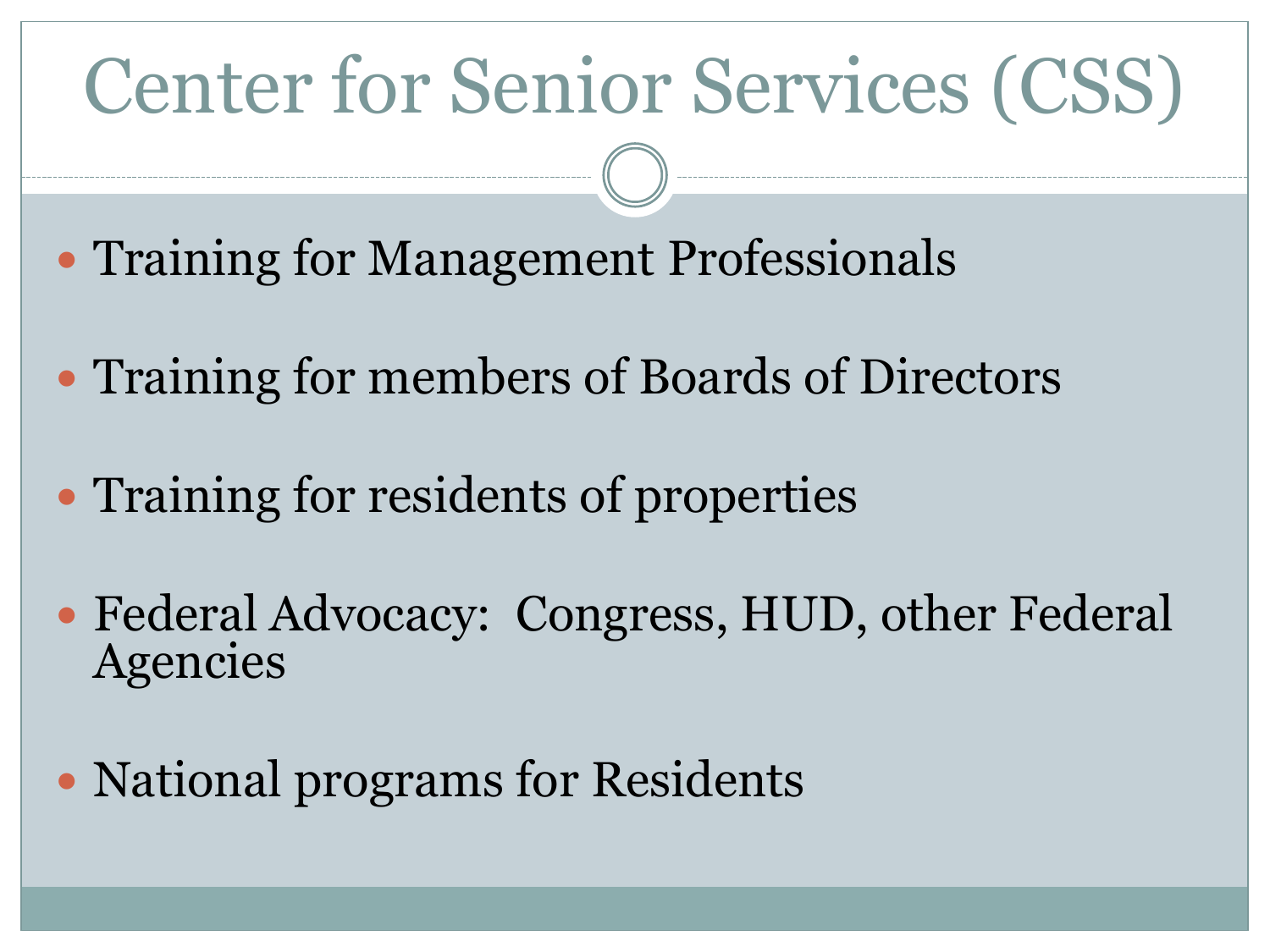# Center for Senior Services (CSS)

- Training for Management Professionals
- Training for members of Boards of Directors
- Training for residents of properties
- Federal Advocacy: Congress, HUD, other Federal Agencies
- National programs for Residents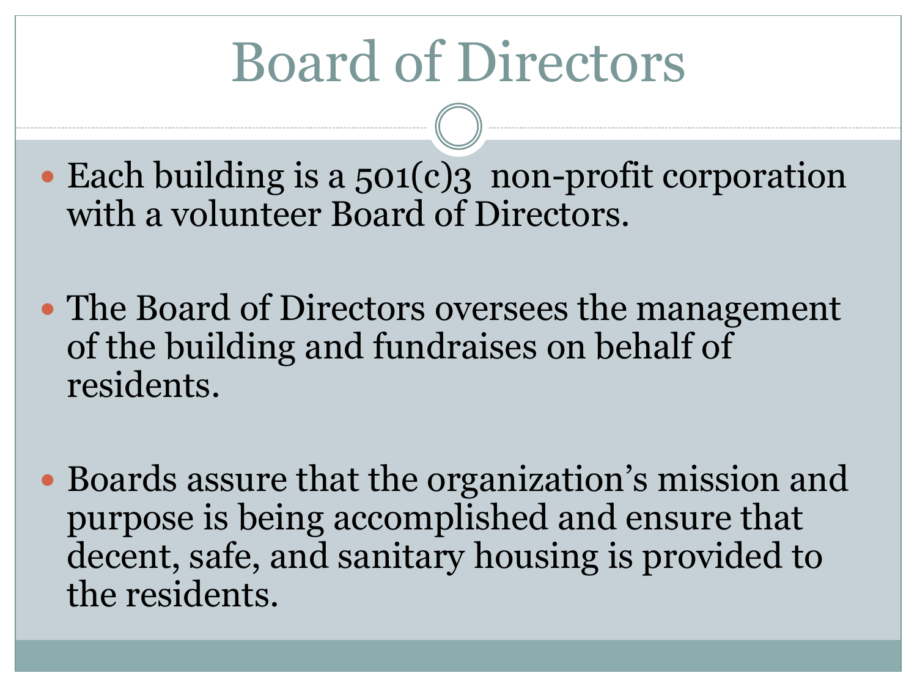# Board of Directors

- Each building is a 501(c)3 non-profit corporation with a volunteer Board of Directors.
- The Board of Directors oversees the management of the building and fundraises on behalf of residents.
- Boards assure that the organization's mission and purpose is being accomplished and ensure that decent, safe, and sanitary housing is provided to the residents.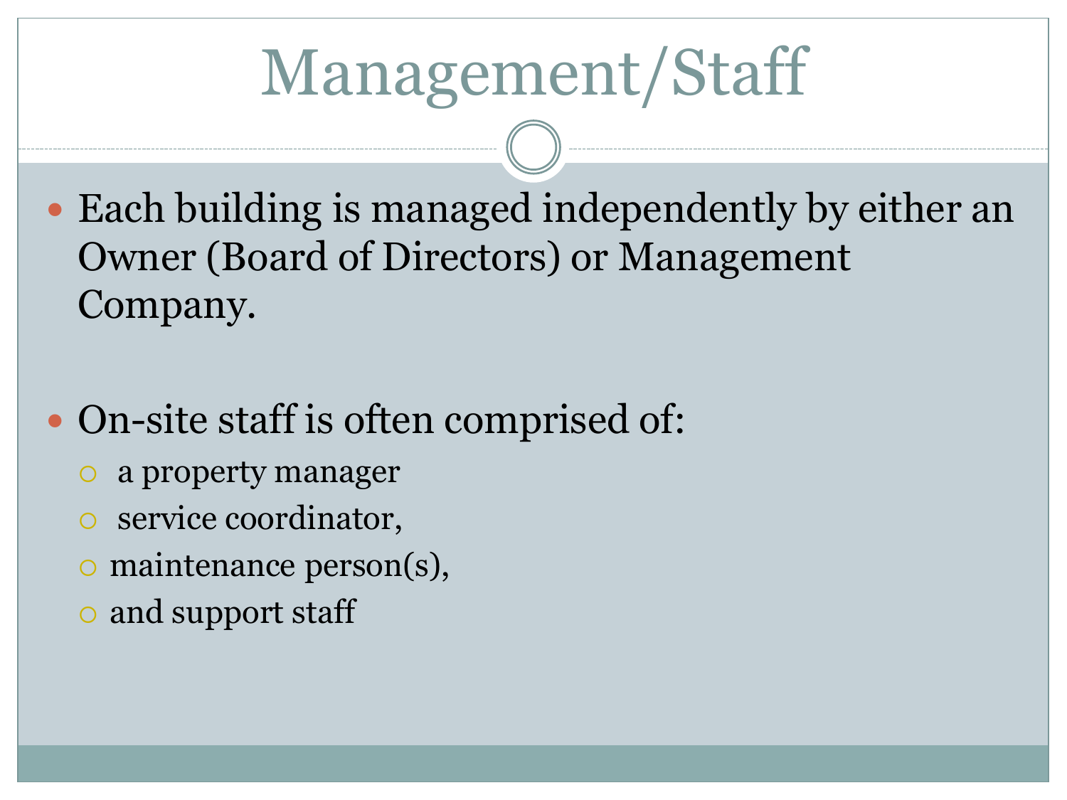# Management/Staff

- Each building is managed independently by either an Owner (Board of Directors) or Management Company.

- On-site staff is often comprised of:
  - a property manager
  - service coordinator,
  - maintenance person(s),
  - and support staff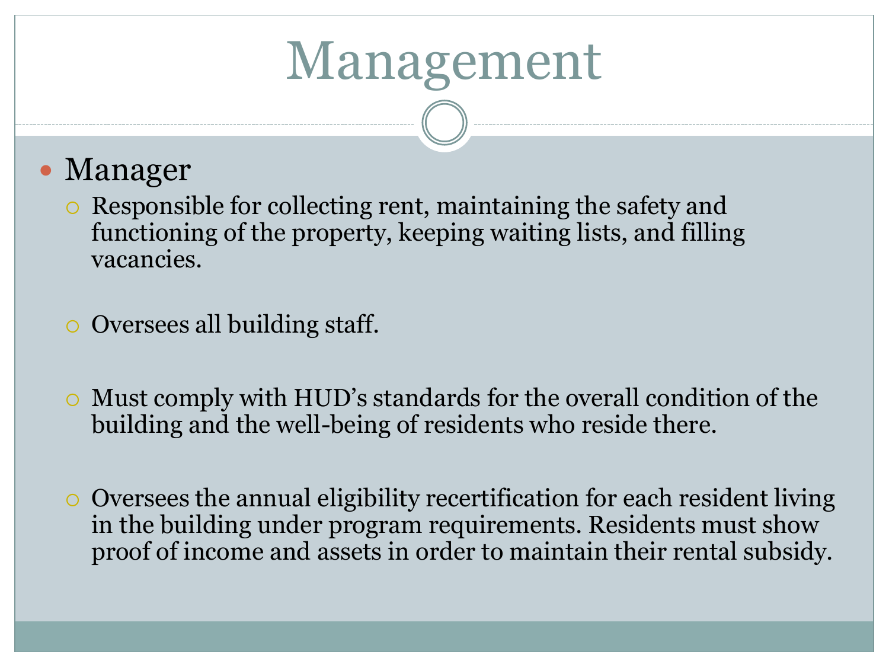# Management

- Manager
  - Responsible for collecting rent, maintaining the safety and functioning of the property, keeping waiting lists, and filling vacancies.
  - Oversees all building staff.
  - Must comply with HUD's standards for the overall condition of the building and the well-being of residents who reside there.
  - Oversees the annual eligibility recertification for each resident living in the building under program requirements. Residents must show proof of income and assets in order to maintain their rental subsidy.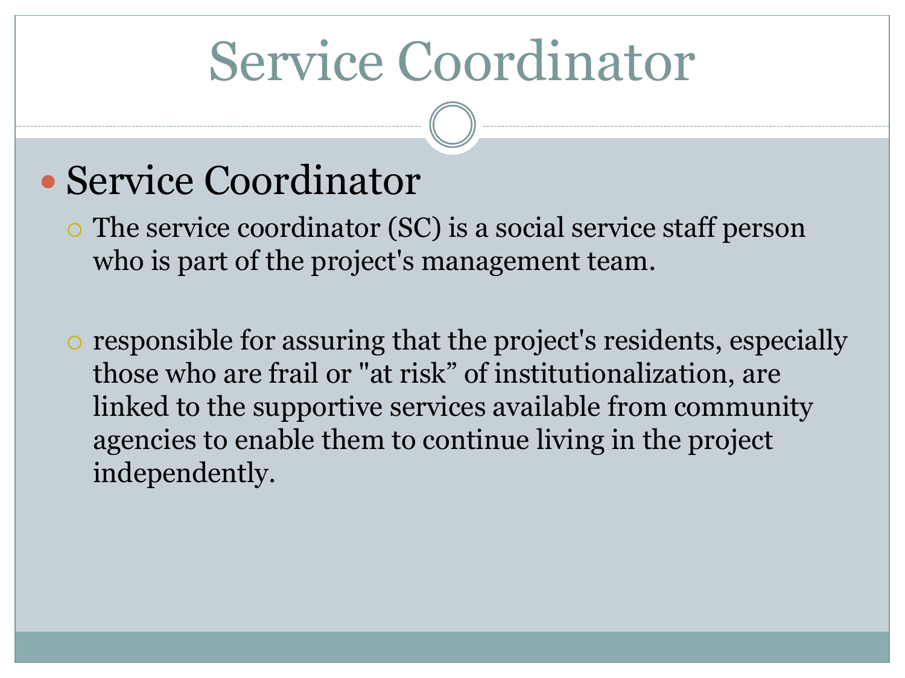# Service Coordinator

- Service Coordinator
  - The service coordinator (SC) is a social service staff person who is part of the project's management team.
  - responsible for assuring that the project's residents, especially those who are frail or "at risk" of institutionalization, are linked to the supportive services available from community agencies to enable them to continue living in the project independently.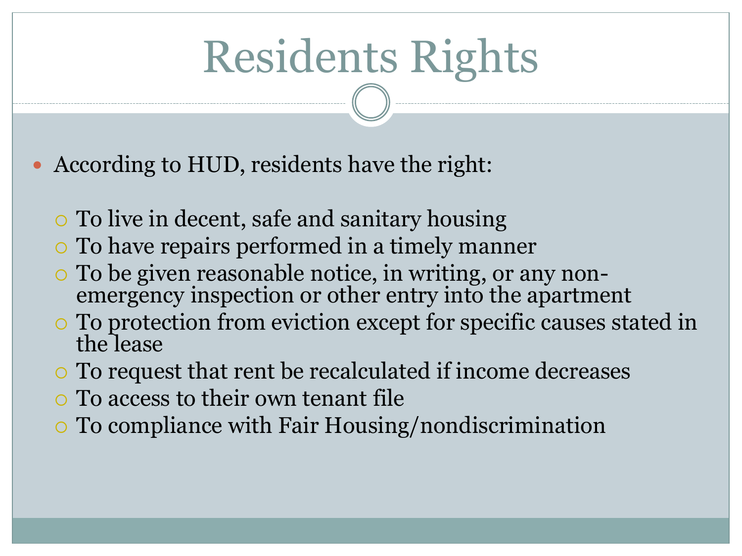# Residents Rights

- According to HUD, residents have the right:
  - To live in decent, safe and sanitary housing
  - To have repairs performed in a timely manner
  - To be given reasonable notice, in writing, or any non-emergency inspection or other entry into the apartment
  - To protection from eviction except for specific causes stated in the lease
  - To request that rent be recalculated if income decreases
  - To access to their own tenant file
  - To compliance with Fair Housing/nondiscrimination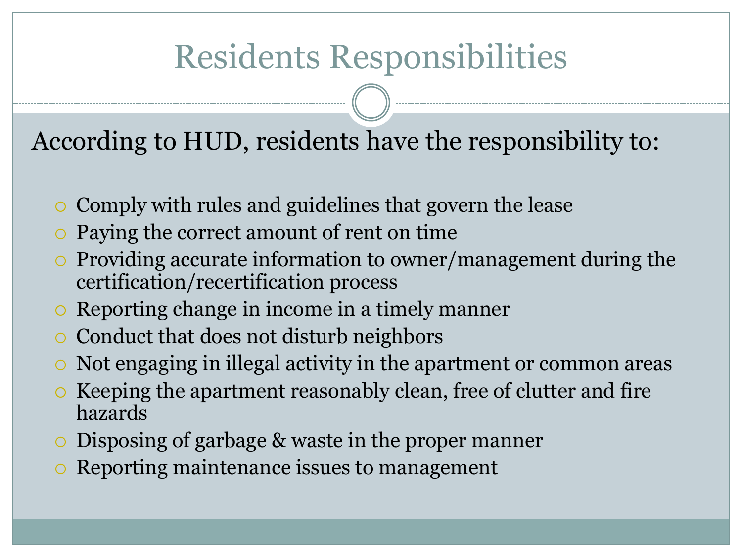# Residents Responsibilities

According to HUD, residents have the responsibility to:

- Comply with rules and guidelines that govern the lease
- Paying the correct amount of rent on time
- Providing accurate information to owner/management during the certification/recertification process
- Reporting change in income in a timely manner
- Conduct that does not disturb neighbors
- Not engaging in illegal activity in the apartment or common areas
- Keeping the apartment reasonably clean, free of clutter and fire hazards
- Disposing of garbage & waste in the proper manner
- Reporting maintenance issues to management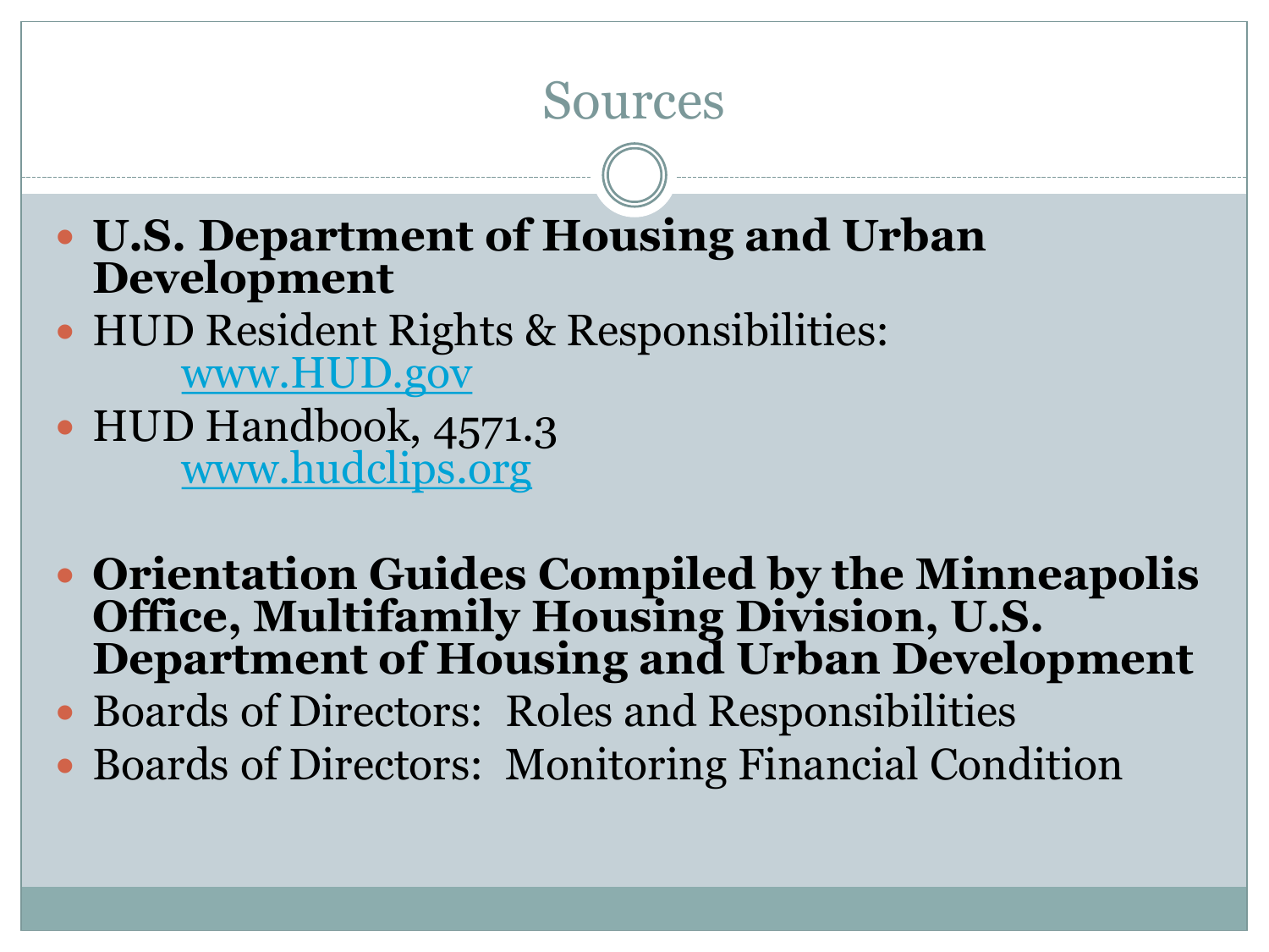# Sources

- **U.S. Department of Housing and Urban Development**
- HUD Resident Rights & Responsibilities:
  www.HUD.gov
- HUD Handbook, 4571.3
  www.hudclips.org

- **Orientation Guides Compiled by the Minneapolis Office, Multifamily Housing Division, U.S. Department of Housing and Urban Development**
- Boards of Directors: Roles and Responsibilities
- Boards of Directors: Monitoring Financial Condition